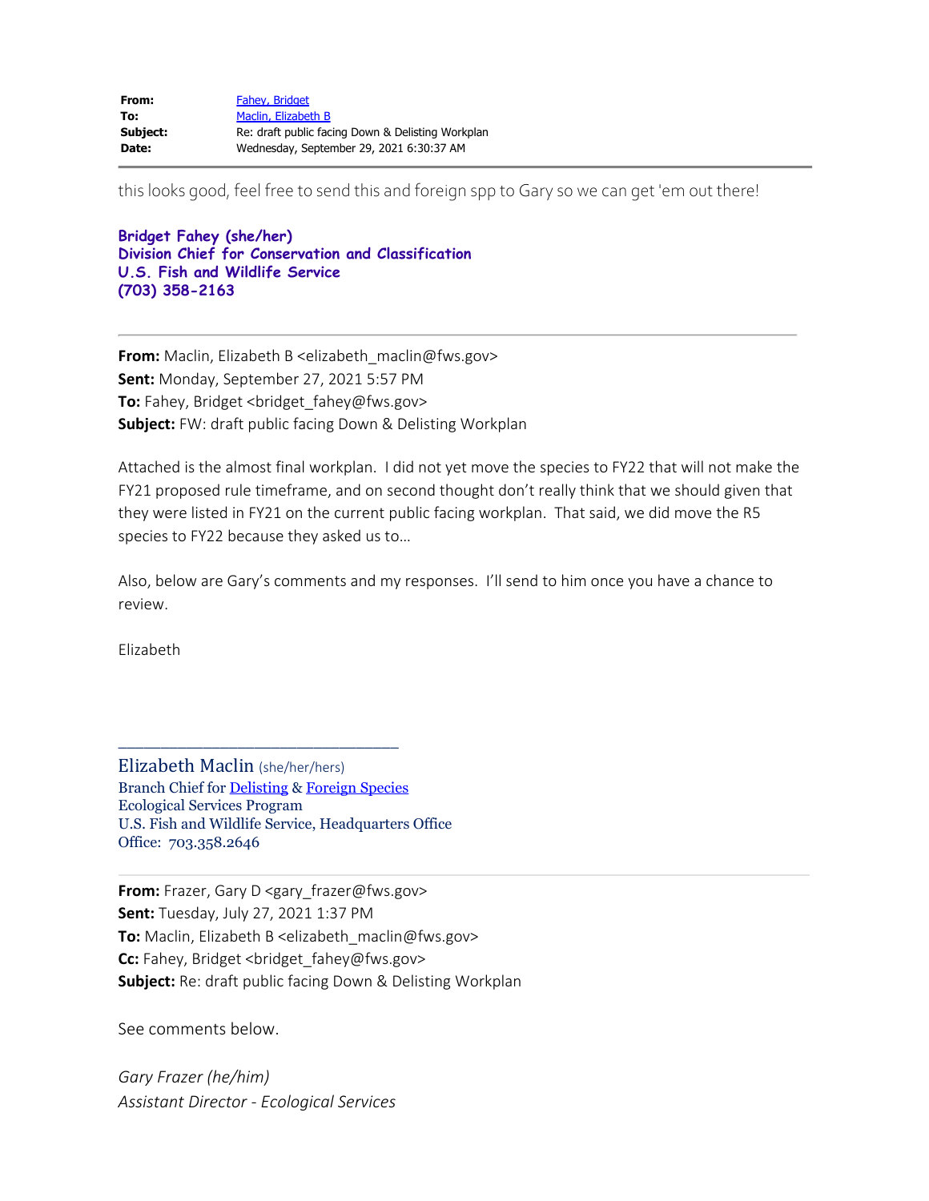| | |
|---|---|
| **From:** | Fahey, Bridget |
| **To:** | Maclin, Elizabeth B |
| **Subject:** | Re: draft public facing Down & Delisting Workplan |
| **Date:** | Wednesday, September 29, 2021 6:30:37 AM |

---

this looks good, feel free to send this and foreign spp to Gary so we can get 'em out there!

**Bridget Fahey (she/her)**
**Division Chief for Conservation and Classification**
**U.S. Fish and Wildlife Service**
**(703) 358-2163**

---

**From:** Maclin, Elizabeth B <elizabeth_maclin@fws.gov>
**Sent:** Monday, September 27, 2021 5:57 PM
**To:** Fahey, Bridget <bridget_fahey@fws.gov>
**Subject:** FW: draft public facing Down & Delisting Workplan

Attached is the almost final workplan. I did not yet move the species to FY22 that will not make the FY21 proposed rule timeframe, and on second thought don't really think that we should given that they were listed in FY21 on the current public facing workplan. That said, we did move the R5 species to FY22 because they asked us to…

Also, below are Gary's comments and my responses. I'll send to him once you have a chance to review.

Elizabeth

\_\_\_\_\_\_\_\_\_\_\_\_\_\_\_\_\_\_\_\_\_\_\_\_\_\_\_\_\_\_\_\_\_

Elizabeth Maclin (she/her/hers)
Branch Chief for Delisting & Foreign Species
Ecological Services Program
U.S. Fish and Wildlife Service, Headquarters Office
Office: 703.358.2646

---

**From:** Frazer, Gary D <gary_frazer@fws.gov>
**Sent:** Tuesday, July 27, 2021 1:37 PM
**To:** Maclin, Elizabeth B <elizabeth_maclin@fws.gov>
**Cc:** Fahey, Bridget <bridget_fahey@fws.gov>
**Subject:** Re: draft public facing Down & Delisting Workplan

See comments below.

*Gary Frazer (he/him)*
*Assistant Director - Ecological Services*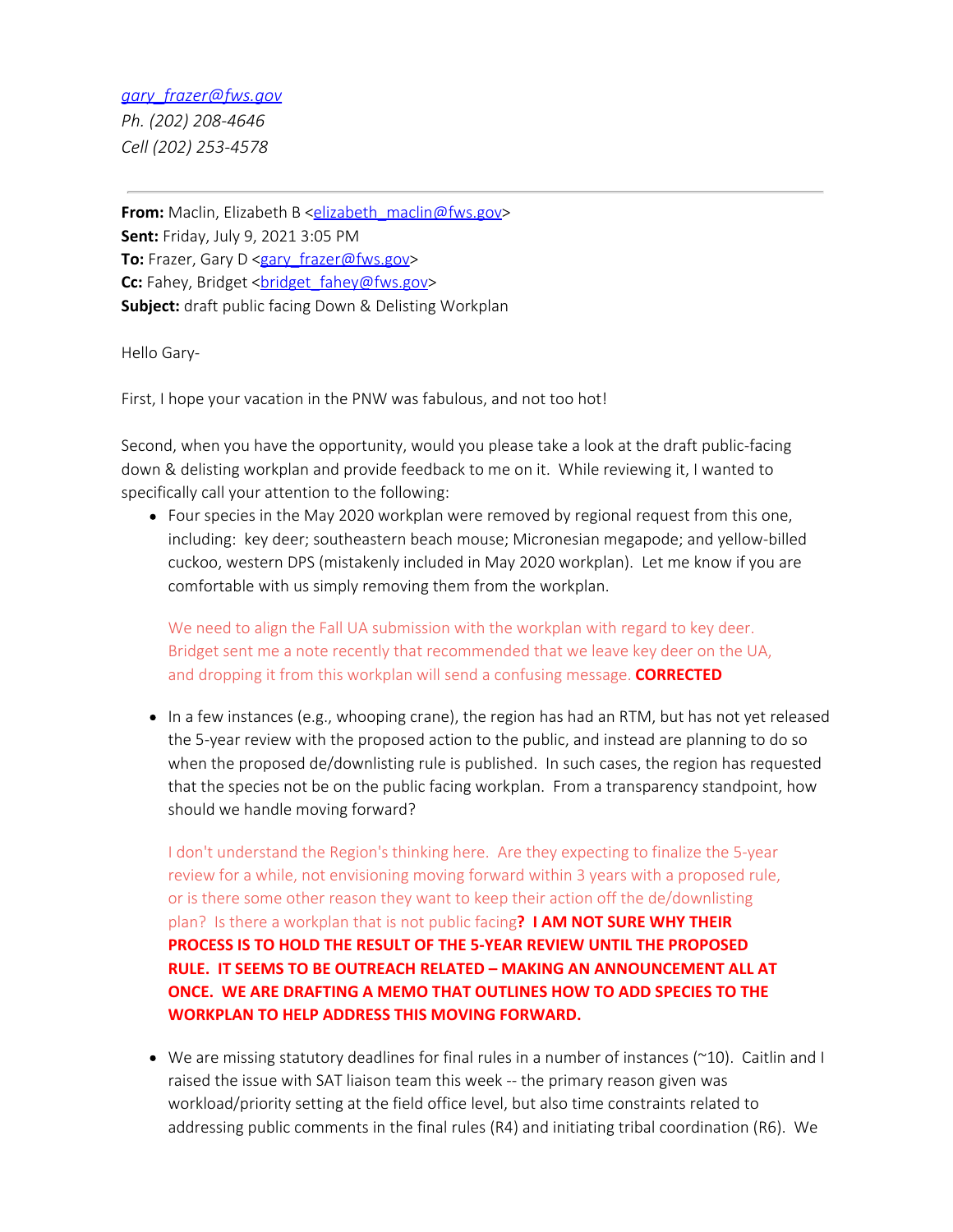*gary_frazer@fws.gov*
*Ph. (202) 208-4646*
*Cell (202) 253-4578*

---

**From:** Maclin, Elizabeth B <elizabeth_maclin@fws.gov>
**Sent:** Friday, July 9, 2021 3:05 PM
**To:** Frazer, Gary D <gary_frazer@fws.gov>
**Cc:** Fahey, Bridget <bridget_fahey@fws.gov>
**Subject:** draft public facing Down & Delisting Workplan

Hello Gary-

First, I hope your vacation in the PNW was fabulous, and not too hot!

Second, when you have the opportunity, would you please take a look at the draft public-facing down & delisting workplan and provide feedback to me on it. While reviewing it, I wanted to specifically call your attention to the following:

- Four species in the May 2020 workplan were removed by regional request from this one, including: key deer; southeastern beach mouse; Micronesian megapode; and yellow-billed cuckoo, western DPS (mistakenly included in May 2020 workplan). Let me know if you are comfortable with us simply removing them from the workplan.

  We need to align the Fall UA submission with the workplan with regard to key deer. Bridget sent me a note recently that recommended that we leave key deer on the UA, and dropping it from this workplan will send a confusing message. **CORRECTED**

- In a few instances (e.g., whooping crane), the region has had an RTM, but has not yet released the 5-year review with the proposed action to the public, and instead are planning to do so when the proposed de/downlisting rule is published. In such cases, the region has requested that the species not be on the public facing workplan. From a transparency standpoint, how should we handle moving forward?

  I don't understand the Region's thinking here. Are they expecting to finalize the 5-year review for a while, not envisioning moving forward within 3 years with a proposed rule, or is there some other reason they want to keep their action off the de/downlisting plan? Is there a workplan that is not public facing**? I AM NOT SURE WHY THEIR PROCESS IS TO HOLD THE RESULT OF THE 5-YEAR REVIEW UNTIL THE PROPOSED RULE. IT SEEMS TO BE OUTREACH RELATED – MAKING AN ANNOUNCEMENT ALL AT ONCE. WE ARE DRAFTING A MEMO THAT OUTLINES HOW TO ADD SPECIES TO THE WORKPLAN TO HELP ADDRESS THIS MOVING FORWARD.**

- We are missing statutory deadlines for final rules in a number of instances (~10). Caitlin and I raised the issue with SAT liaison team this week -- the primary reason given was workload/priority setting at the field office level, but also time constraints related to addressing public comments in the final rules (R4) and initiating tribal coordination (R6). We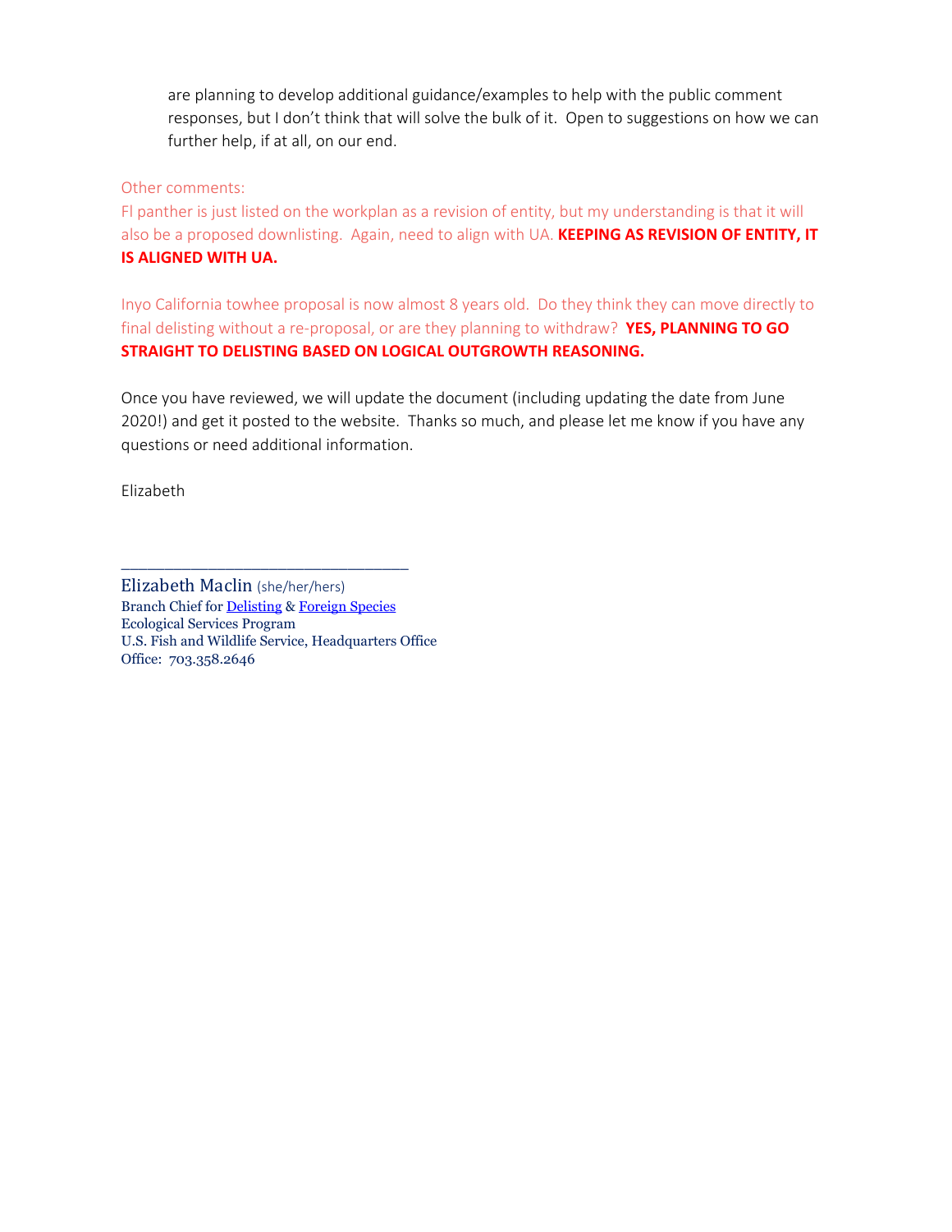are planning to develop additional guidance/examples to help with the public comment responses, but I don't think that will solve the bulk of it. Open to suggestions on how we can further help, if at all, on our end.

Other comments:
Fl panther is just listed on the workplan as a revision of entity, but my understanding is that it will also be a proposed downlisting. Again, need to align with UA. **KEEPING AS REVISION OF ENTITY, IT IS ALIGNED WITH UA.**

Inyo California towhee proposal is now almost 8 years old. Do they think they can move directly to final delisting without a re-proposal, or are they planning to withdraw? **YES, PLANNING TO GO STRAIGHT TO DELISTING BASED ON LOGICAL OUTGROWTH REASONING.**

Once you have reviewed, we will update the document (including updating the date from June 2020!) and get it posted to the website. Thanks so much, and please let me know if you have any questions or need additional information.

Elizabeth

\_\_\_\_\_\_\_\_\_\_\_\_\_\_\_\_\_\_\_\_\_\_\_\_\_\_\_\_\_\_\_\_

Elizabeth Maclin (she/her/hers)
Branch Chief for Delisting & Foreign Species
Ecological Services Program
U.S. Fish and Wildlife Service, Headquarters Office
Office: 703.358.2646